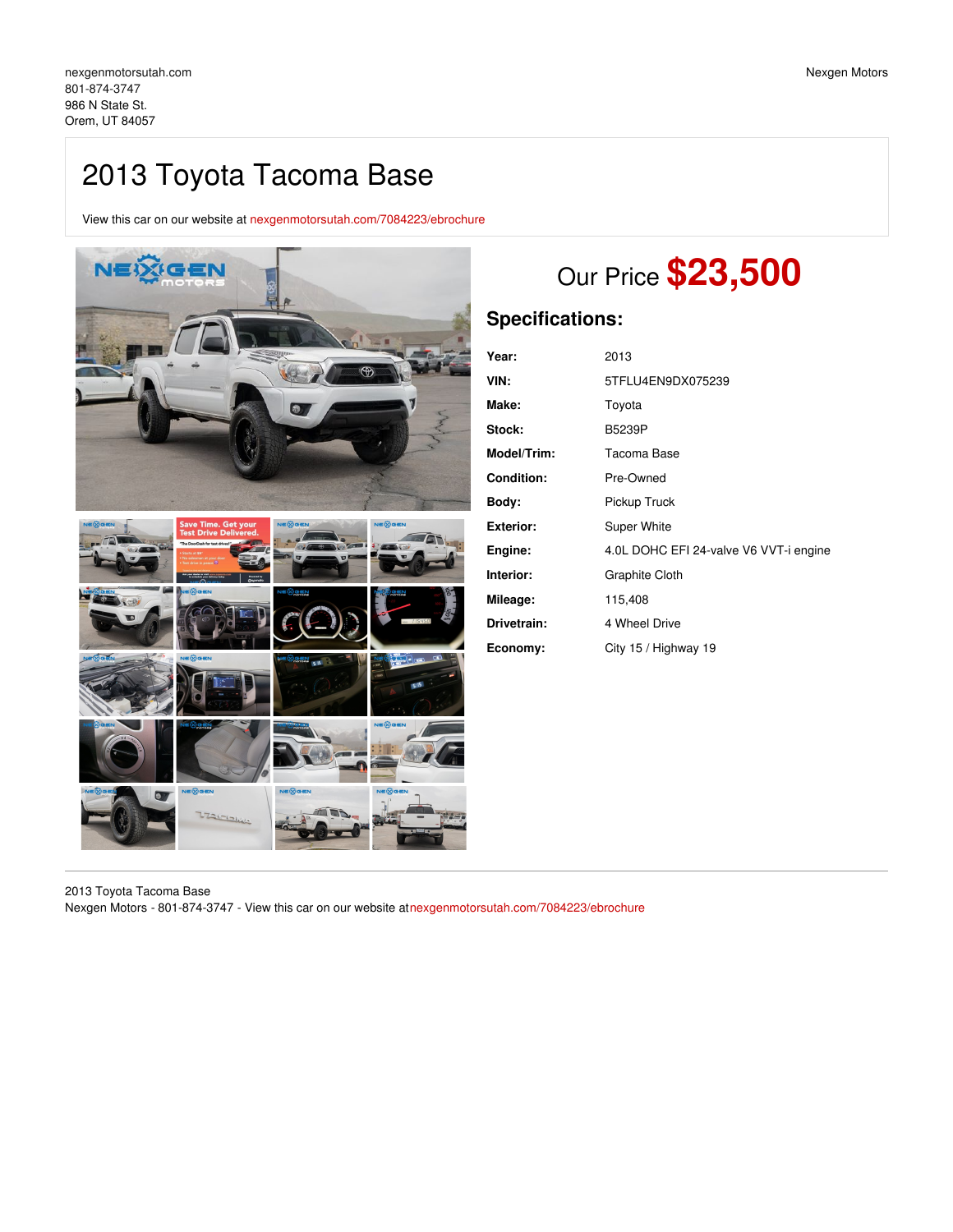nexgenmotorsutah.com
801-874-3747
986 N State St.
Orem, UT 84057

Nexgen Motors

# 2013 Toyota Tacoma Base

View this car on our website at nexgenmotorsutah.com/7084223/ebrochure

## Our Price **$23,500**

## Specifications:

| | |
|---|---|
| **Year:** | 2013 |
| **VIN:** | 5TFLU4EN9DX075239 |
| **Make:** | Toyota |
| **Stock:** | B5239P |
| **Model/Trim:** | Tacoma Base |
| **Condition:** | Pre-Owned |
| **Body:** | Pickup Truck |
| **Exterior:** | Super White |
| **Engine:** | 4.0L DOHC EFI 24-valve V6 VVT-i engine |
| **Interior:** | Graphite Cloth |
| **Mileage:** | 115,408 |
| **Drivetrain:** | 4 Wheel Drive |
| **Economy:** | City 15 / Highway 19 |

2013 Toyota Tacoma Base
Nexgen Motors - 801-874-3747 - View this car on our website at nexgenmotorsutah.com/7084223/ebrochure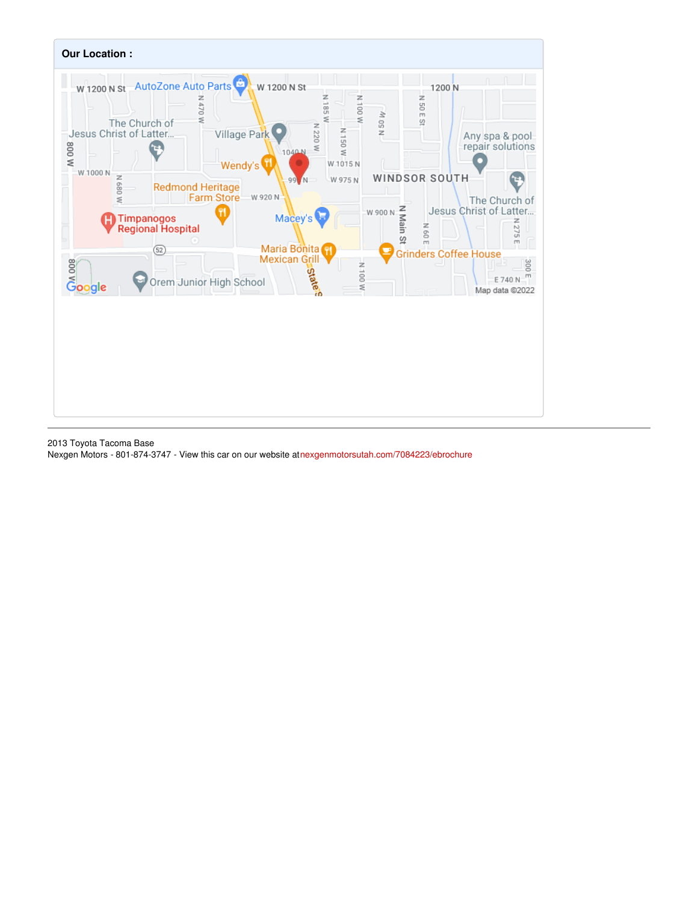## Our Location :

2013 Toyota Tacoma Base
Nexgen Motors - 801-874-3747 - View this car on our website at nexgenmotorsutah.com/7084223/ebrochure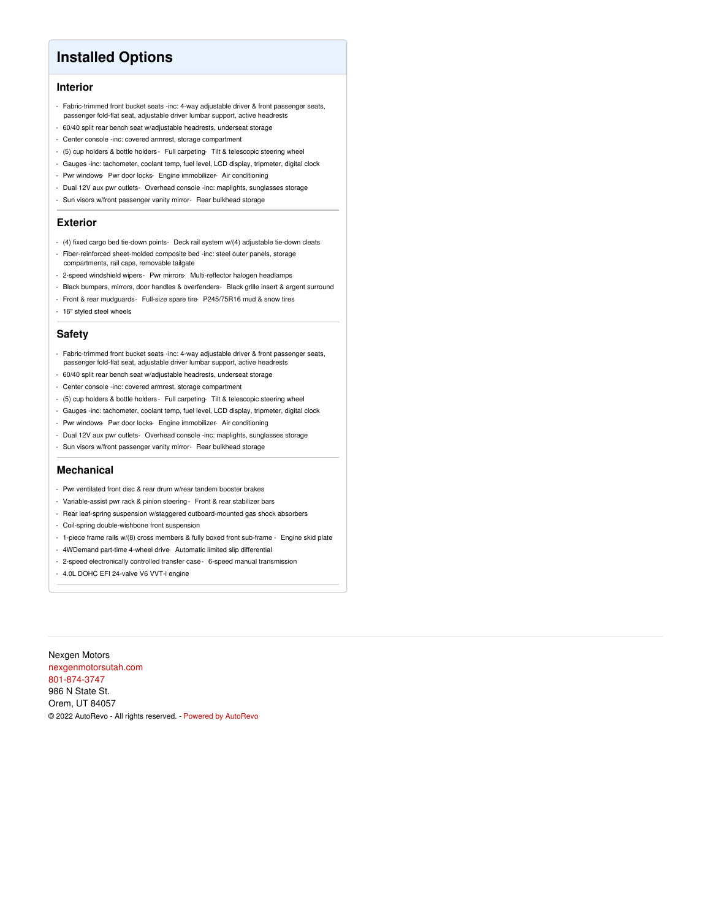# Installed Options

## Interior

- Fabric-trimmed front bucket seats -inc: 4-way adjustable driver & front passenger seats, passenger fold-flat seat, adjustable driver lumbar support, active headrests
- 60/40 split rear bench seat w/adjustable headrests, underseat storage
- Center console -inc: covered armrest, storage compartment
- (5) cup holders & bottle holders - Full carpeting - Tilt & telescopic steering wheel
- Gauges -inc: tachometer, coolant temp, fuel level, LCD display, tripmeter, digital clock
- Pwr windows - Pwr door locks - Engine immobilizer - Air conditioning
- Dual 12V aux pwr outlets - Overhead console -inc: maplights, sunglasses storage
- Sun visors w/front passenger vanity mirror - Rear bulkhead storage

## Exterior

- (4) fixed cargo bed tie-down points - Deck rail system w/(4) adjustable tie-down cleats
- Fiber-reinforced sheet-molded composite bed -inc: steel outer panels, storage compartments, rail caps, removable tailgate
- 2-speed windshield wipers - Pwr mirrors - Multi-reflector halogen headlamps
- Black bumpers, mirrors, door handles & overfenders - Black grille insert & argent surround
- Front & rear mudguards - Full-size spare tire - P245/75R16 mud & snow tires
- 16" styled steel wheels

## Safety

- Fabric-trimmed front bucket seats -inc: 4-way adjustable driver & front passenger seats, passenger fold-flat seat, adjustable driver lumbar support, active headrests
- 60/40 split rear bench seat w/adjustable headrests, underseat storage
- Center console -inc: covered armrest, storage compartment
- (5) cup holders & bottle holders - Full carpeting - Tilt & telescopic steering wheel
- Gauges -inc: tachometer, coolant temp, fuel level, LCD display, tripmeter, digital clock
- Pwr windows - Pwr door locks - Engine immobilizer - Air conditioning
- Dual 12V aux pwr outlets - Overhead console -inc: maplights, sunglasses storage
- Sun visors w/front passenger vanity mirror - Rear bulkhead storage

## Mechanical

- Pwr ventilated front disc & rear drum w/rear tandem booster brakes
- Variable-assist pwr rack & pinion steering - Front & rear stabilizer bars
- Rear leaf-spring suspension w/staggered outboard-mounted gas shock absorbers
- Coil-spring double-wishbone front suspension
- 1-piece frame rails w/(8) cross members & fully boxed front sub-frame - Engine skid plate
- 4WDemand part-time 4-wheel drive - Automatic limited slip differential
- 2-speed electronically controlled transfer case - 6-speed manual transmission
- 4.0L DOHC EFI 24-valve V6 VVT-i engine

---

Nexgen Motors
nexgenmotorsutah.com
801-874-3747
986 N State St.
Orem, UT 84057
© 2022 AutoRevo - All rights reserved. - Powered by AutoRevo